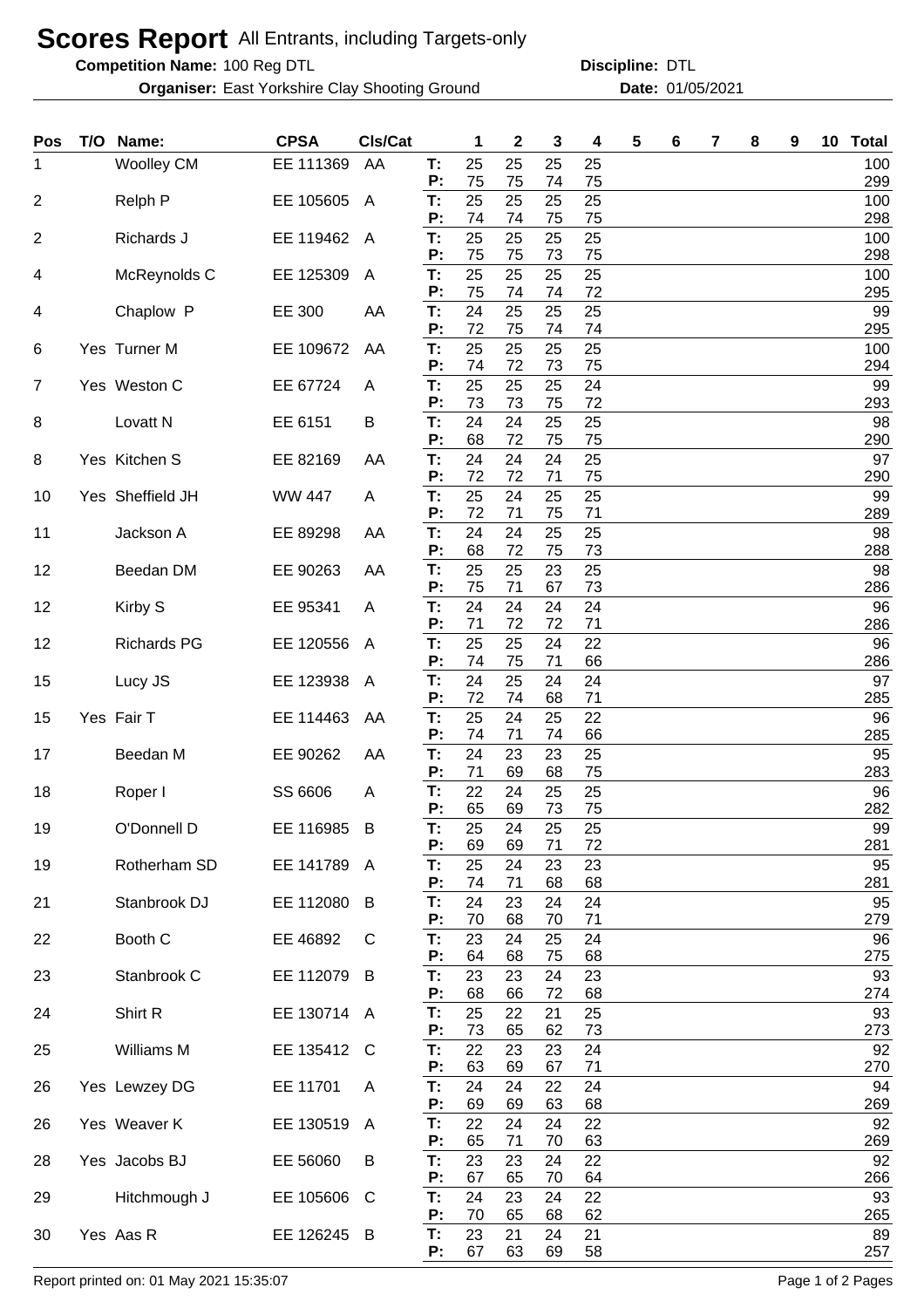# Scores Report All Entrants, including Targets-only

**Competition Name:** 100 Reg DTL **Discipline:** DTL

**Organiser:** East Yorkshire Clay Shooting Ground **Date:** 01/05/2021

| Pos | T/O | Name: | CPSA | Cls/Cat | | 1 | 2 | 3 | 4 | 5 | 6 | 7 | 8 | 9 | 10 | Total |
|---|---|---|---|---|---|---|---|---|---|---|---|---|---|---|---|---|
| 1 | | Woolley CM | EE 111369 | AA | T: | 25 | 25 | 25 | 25 | | | | | | | 100 |
| | | | | | P: | 75 | 75 | 74 | 75 | | | | | | | 299 |
| 2 | | Relph P | EE 105605 | A | T: | 25 | 25 | 25 | 25 | | | | | | | 100 |
| | | | | | P: | 74 | 74 | 75 | 75 | | | | | | | 298 |
| 2 | | Richards J | EE 119462 | A | T: | 25 | 25 | 25 | 25 | | | | | | | 100 |
| | | | | | P: | 75 | 75 | 73 | 75 | | | | | | | 298 |
| 4 | | McReynolds C | EE 125309 | A | T: | 25 | 25 | 25 | 25 | | | | | | | 100 |
| | | | | | P: | 75 | 74 | 74 | 72 | | | | | | | 295 |
| 4 | | Chaplow P | EE 300 | AA | T: | 24 | 25 | 25 | 25 | | | | | | | 99 |
| | | | | | P: | 72 | 75 | 74 | 74 | | | | | | | 295 |
| 6 | Yes | Turner M | EE 109672 | AA | T: | 25 | 25 | 25 | 25 | | | | | | | 100 |
| | | | | | P: | 74 | 72 | 73 | 75 | | | | | | | 294 |
| 7 | Yes | Weston C | EE 67724 | A | T: | 25 | 25 | 25 | 24 | | | | | | | 99 |
| | | | | | P: | 73 | 73 | 75 | 72 | | | | | | | 293 |
| 8 | | Lovatt N | EE 6151 | B | T: | 24 | 24 | 25 | 25 | | | | | | | 98 |
| | | | | | P: | 68 | 72 | 75 | 75 | | | | | | | 290 |
| 8 | Yes | Kitchen S | EE 82169 | AA | T: | 24 | 24 | 24 | 25 | | | | | | | 97 |
| | | | | | P: | 72 | 72 | 71 | 75 | | | | | | | 290 |
| 10 | Yes | Sheffield JH | WW 447 | A | T: | 25 | 24 | 25 | 25 | | | | | | | 99 |
| | | | | | P: | 72 | 71 | 75 | 71 | | | | | | | 289 |
| 11 | | Jackson A | EE 89298 | AA | T: | 24 | 24 | 25 | 25 | | | | | | | 98 |
| | | | | | P: | 68 | 72 | 75 | 73 | | | | | | | 288 |
| 12 | | Beedan DM | EE 90263 | AA | T: | 25 | 25 | 23 | 25 | | | | | | | 98 |
| | | | | | P: | 75 | 71 | 67 | 73 | | | | | | | 286 |
| 12 | | Kirby S | EE 95341 | A | T: | 24 | 24 | 24 | 24 | | | | | | | 96 |
| | | | | | P: | 71 | 72 | 72 | 71 | | | | | | | 286 |
| 12 | | Richards PG | EE 120556 | A | T: | 25 | 25 | 24 | 22 | | | | | | | 96 |
| | | | | | P: | 74 | 75 | 71 | 66 | | | | | | | 286 |
| 15 | | Lucy JS | EE 123938 | A | T: | 24 | 25 | 24 | 24 | | | | | | | 97 |
| | | | | | P: | 72 | 74 | 68 | 71 | | | | | | | 285 |
| 15 | Yes | Fair T | EE 114463 | AA | T: | 25 | 24 | 25 | 22 | | | | | | | 96 |
| | | | | | P: | 74 | 71 | 74 | 66 | | | | | | | 285 |
| 17 | | Beedan M | EE 90262 | AA | T: | 24 | 23 | 23 | 25 | | | | | | | 95 |
| | | | | | P: | 71 | 69 | 68 | 75 | | | | | | | 283 |
| 18 | | Roper I | SS 6606 | A | T: | 22 | 24 | 25 | 25 | | | | | | | 96 |
| | | | | | P: | 65 | 69 | 73 | 75 | | | | | | | 282 |
| 19 | | O'Donnell D | EE 116985 | B | T: | 25 | 24 | 25 | 25 | | | | | | | 99 |
| | | | | | P: | 69 | 69 | 71 | 72 | | | | | | | 281 |
| 19 | | Rotherham SD | EE 141789 | A | T: | 25 | 24 | 23 | 23 | | | | | | | 95 |
| | | | | | P: | 74 | 71 | 68 | 68 | | | | | | | 281 |
| 21 | | Stanbrook DJ | EE 112080 | B | T: | 24 | 23 | 24 | 24 | | | | | | | 95 |
| | | | | | P: | 70 | 68 | 70 | 71 | | | | | | | 279 |
| 22 | | Booth C | EE 46892 | C | T: | 23 | 24 | 25 | 24 | | | | | | | 96 |
| | | | | | P: | 64 | 68 | 75 | 68 | | | | | | | 275 |
| 23 | | Stanbrook C | EE 112079 | B | T: | 23 | 23 | 24 | 23 | | | | | | | 93 |
| | | | | | P: | 68 | 66 | 72 | 68 | | | | | | | 274 |
| 24 | | Shirt R | EE 130714 | A | T: | 25 | 22 | 21 | 25 | | | | | | | 93 |
| | | | | | P: | 73 | 65 | 62 | 73 | | | | | | | 273 |
| 25 | | Williams M | EE 135412 | C | T: | 22 | 23 | 23 | 24 | | | | | | | 92 |
| | | | | | P: | 63 | 69 | 67 | 71 | | | | | | | 270 |
| 26 | Yes | Lewzey DG | EE 11701 | A | T: | 24 | 24 | 22 | 24 | | | | | | | 94 |
| | | | | | P: | 69 | 69 | 63 | 68 | | | | | | | 269 |
| 26 | Yes | Weaver K | EE 130519 | A | T: | 22 | 24 | 24 | 22 | | | | | | | 92 |
| | | | | | P: | 65 | 71 | 70 | 63 | | | | | | | 269 |
| 28 | Yes | Jacobs BJ | EE 56060 | B | T: | 23 | 23 | 24 | 22 | | | | | | | 92 |
| | | | | | P: | 67 | 65 | 70 | 64 | | | | | | | 266 |
| 29 | | Hitchmough J | EE 105606 | C | T: | 24 | 23 | 24 | 22 | | | | | | | 93 |
| | | | | | P: | 70 | 65 | 68 | 62 | | | | | | | 265 |
| 30 | Yes | Aas R | EE 126245 | B | T: | 23 | 21 | 24 | 21 | | | | | | | 89 |
| | | | | | P: | 67 | 63 | 69 | 58 | | | | | | | 257 |

Report printed on: 01 May 2021 15:35:07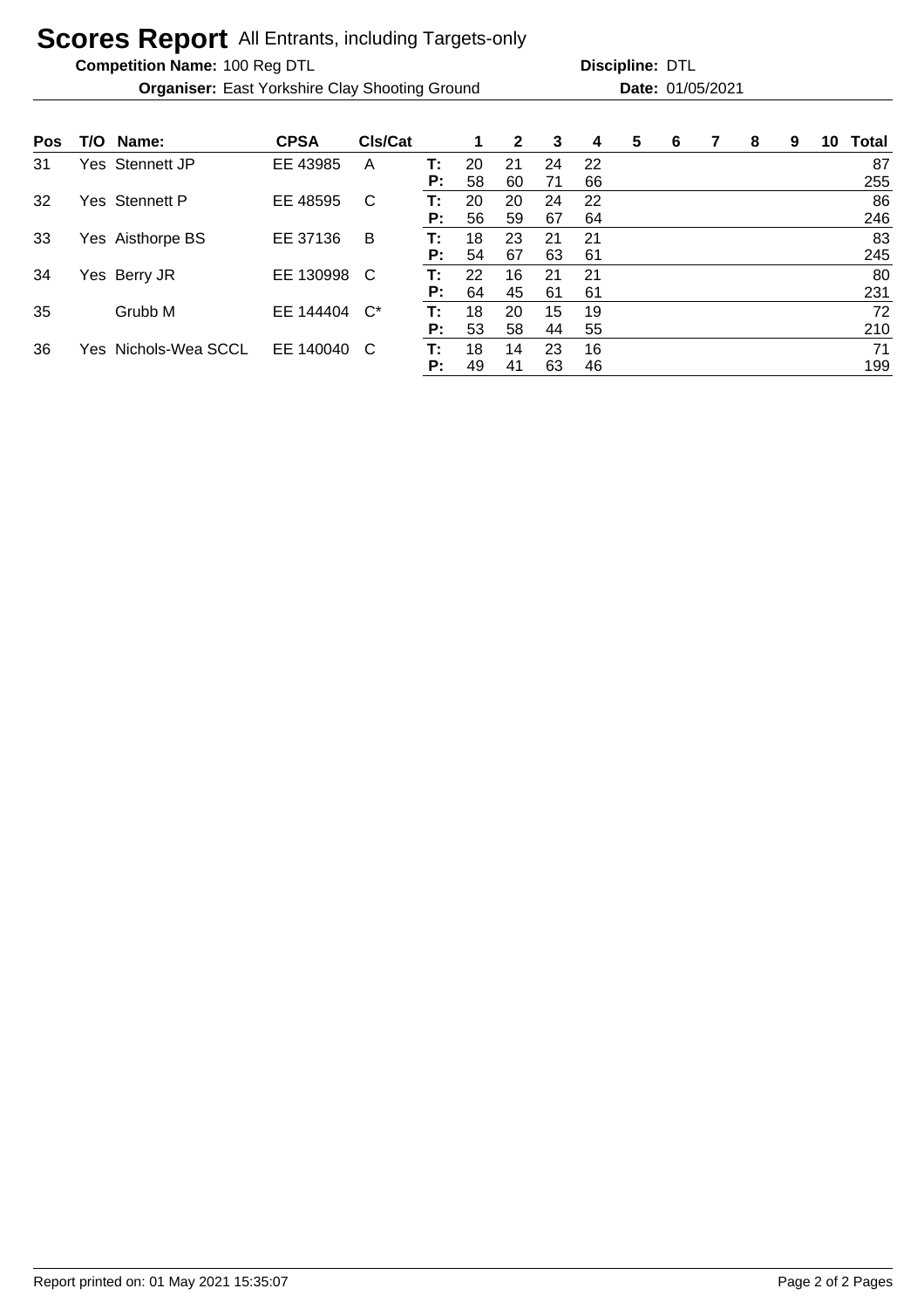# Scores Report All Entrants, including Targets-only

**Competition Name:** 100 Reg DTL **Discipline:** DTL

**Organiser:** East Yorkshire Clay Shooting Ground **Date:** 01/05/2021

| Pos | T/O | Name: | CPSA | Cls/Cat | | 1 | 2 | 3 | 4 | 5 | 6 | 7 | 8 | 9 | 10 | Total |
|---|---|---|---|---|---|---|---|---|---|---|---|---|---|---|---|---|
| 31 | Yes | Stennett JP | EE 43985 | A | T: | 20 | 21 | 24 | 22 | | | | | | | 87 |
| | | | | | P: | 58 | 60 | 71 | 66 | | | | | | | 255 |
| 32 | Yes | Stennett P | EE 48595 | C | T: | 20 | 20 | 24 | 22 | | | | | | | 86 |
| | | | | | P: | 56 | 59 | 67 | 64 | | | | | | | 246 |
| 33 | Yes | Aisthorpe BS | EE 37136 | B | T: | 18 | 23 | 21 | 21 | | | | | | | 83 |
| | | | | | P: | 54 | 67 | 63 | 61 | | | | | | | 245 |
| 34 | Yes | Berry JR | EE 130998 | C | T: | 22 | 16 | 21 | 21 | | | | | | | 80 |
| | | | | | P: | 64 | 45 | 61 | 61 | | | | | | | 231 |
| 35 | | Grubb M | EE 144404 | C* | T: | 18 | 20 | 15 | 19 | | | | | | | 72 |
| | | | | | P: | 53 | 58 | 44 | 55 | | | | | | | 210 |
| 36 | Yes | Nichols-Wea SCCL | EE 140040 | C | T: | 18 | 14 | 23 | 16 | | | | | | | 71 |
| | | | | | P: | 49 | 41 | 63 | 46 | | | | | | | 199 |

Report printed on: 01 May 2021 15:35:07